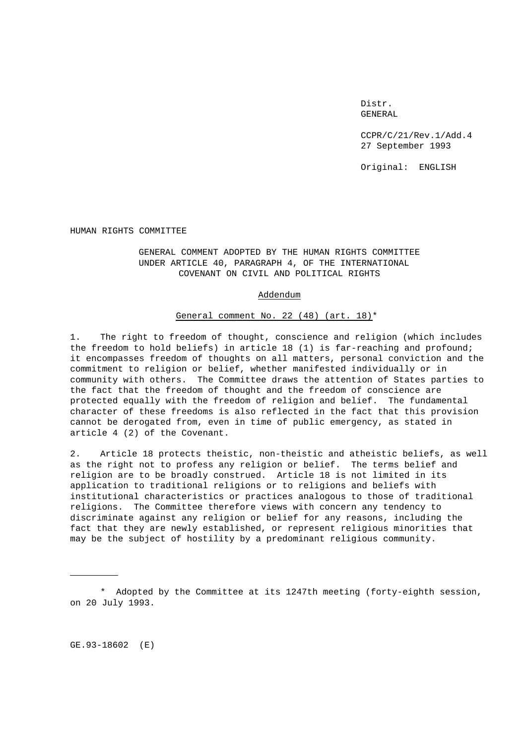Distr.
GENERAL

CCPR/C/21/Rev.1/Add.4
27 September 1993

Original: ENGLISH

HUMAN RIGHTS COMMITTEE

## GENERAL COMMENT ADOPTED BY THE HUMAN RIGHTS COMMITTEE UNDER ARTICLE 40, PARAGRAPH 4, OF THE INTERNATIONAL COVENANT ON CIVIL AND POLITICAL RIGHTS

### Addendum

### General comment No. 22 (48) (art. 18)*

1. The right to freedom of thought, conscience and religion (which includes the freedom to hold beliefs) in article 18 (1) is far-reaching and profound; it encompasses freedom of thoughts on all matters, personal conviction and the commitment to religion or belief, whether manifested individually or in community with others. The Committee draws the attention of States parties to the fact that the freedom of thought and the freedom of conscience are protected equally with the freedom of religion and belief. The fundamental character of these freedoms is also reflected in the fact that this provision cannot be derogated from, even in time of public emergency, as stated in article 4 (2) of the Covenant.

2. Article 18 protects theistic, non-theistic and atheistic beliefs, as well as the right not to profess any religion or belief. The terms belief and religion are to be broadly construed. Article 18 is not limited in its application to traditional religions or to religions and beliefs with institutional characteristics or practices analogous to those of traditional religions. The Committee therefore views with concern any tendency to discriminate against any religion or belief for any reasons, including the fact that they are newly established, or represent religious minorities that may be the subject of hostility by a predominant religious community.

---

\* Adopted by the Committee at its 1247th meeting (forty-eighth session, on 20 July 1993.

GE.93-18602 (E)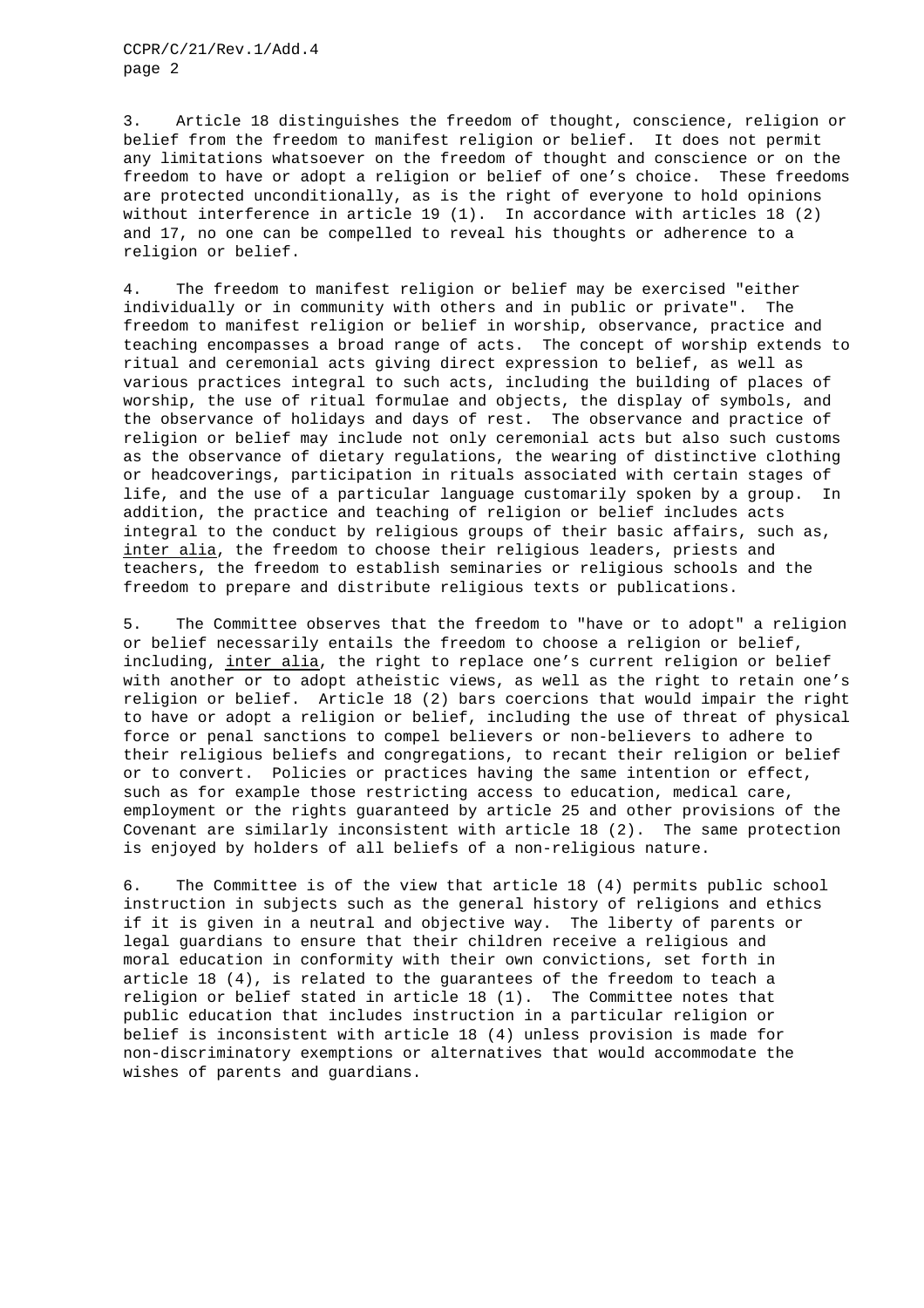3. Article 18 distinguishes the freedom of thought, conscience, religion or belief from the freedom to manifest religion or belief. It does not permit any limitations whatsoever on the freedom of thought and conscience or on the freedom to have or adopt a religion or belief of one's choice. These freedoms are protected unconditionally, as is the right of everyone to hold opinions without interference in article 19 (1). In accordance with articles 18 (2) and 17, no one can be compelled to reveal his thoughts or adherence to a religion or belief.

4. The freedom to manifest religion or belief may be exercised "either individually or in community with others and in public or private". The freedom to manifest religion or belief in worship, observance, practice and teaching encompasses a broad range of acts. The concept of worship extends to ritual and ceremonial acts giving direct expression to belief, as well as various practices integral to such acts, including the building of places of worship, the use of ritual formulae and objects, the display of symbols, and the observance of holidays and days of rest. The observance and practice of religion or belief may include not only ceremonial acts but also such customs as the observance of dietary regulations, the wearing of distinctive clothing or headcoverings, participation in rituals associated with certain stages of life, and the use of a particular language customarily spoken by a group. In addition, the practice and teaching of religion or belief includes acts integral to the conduct by religious groups of their basic affairs, such as, *inter alia*, the freedom to choose their religious leaders, priests and teachers, the freedom to establish seminaries or religious schools and the freedom to prepare and distribute religious texts or publications.

5. The Committee observes that the freedom to "have or to adopt" a religion or belief necessarily entails the freedom to choose a religion or belief, including, *inter alia*, the right to replace one's current religion or belief with another or to adopt atheistic views, as well as the right to retain one's religion or belief. Article 18 (2) bars coercions that would impair the right to have or adopt a religion or belief, including the use of threat of physical force or penal sanctions to compel believers or non-believers to adhere to their religious beliefs and congregations, to recant their religion or belief or to convert. Policies or practices having the same intention or effect, such as for example those restricting access to education, medical care, employment or the rights guaranteed by article 25 and other provisions of the Covenant are similarly inconsistent with article 18 (2). The same protection is enjoyed by holders of all beliefs of a non-religious nature.

6. The Committee is of the view that article 18 (4) permits public school instruction in subjects such as the general history of religions and ethics if it is given in a neutral and objective way. The liberty of parents or legal guardians to ensure that their children receive a religious and moral education in conformity with their own convictions, set forth in article 18 (4), is related to the guarantees of the freedom to teach a religion or belief stated in article 18 (1). The Committee notes that public education that includes instruction in a particular religion or belief is inconsistent with article 18 (4) unless provision is made for non-discriminatory exemptions or alternatives that would accommodate the wishes of parents and guardians.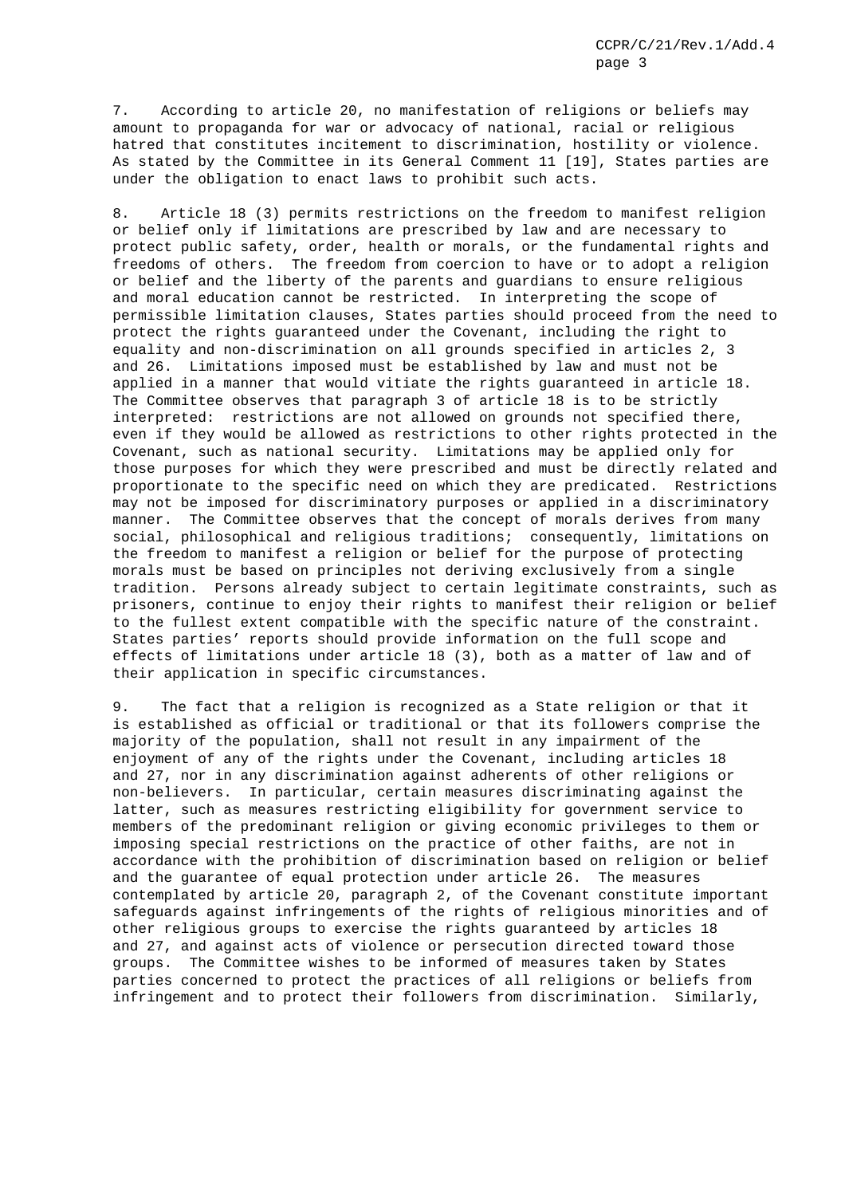7. According to article 20, no manifestation of religions or beliefs may amount to propaganda for war or advocacy of national, racial or religious hatred that constitutes incitement to discrimination, hostility or violence. As stated by the Committee in its General Comment 11 [19], States parties are under the obligation to enact laws to prohibit such acts.

8. Article 18 (3) permits restrictions on the freedom to manifest religion or belief only if limitations are prescribed by law and are necessary to protect public safety, order, health or morals, or the fundamental rights and freedoms of others. The freedom from coercion to have or to adopt a religion or belief and the liberty of the parents and guardians to ensure religious and moral education cannot be restricted. In interpreting the scope of permissible limitation clauses, States parties should proceed from the need to protect the rights guaranteed under the Covenant, including the right to equality and non-discrimination on all grounds specified in articles 2, 3 and 26. Limitations imposed must be established by law and must not be applied in a manner that would vitiate the rights guaranteed in article 18. The Committee observes that paragraph 3 of article 18 is to be strictly interpreted: restrictions are not allowed on grounds not specified there, even if they would be allowed as restrictions to other rights protected in the Covenant, such as national security. Limitations may be applied only for those purposes for which they were prescribed and must be directly related and proportionate to the specific need on which they are predicated. Restrictions may not be imposed for discriminatory purposes or applied in a discriminatory manner. The Committee observes that the concept of morals derives from many social, philosophical and religious traditions; consequently, limitations on the freedom to manifest a religion or belief for the purpose of protecting morals must be based on principles not deriving exclusively from a single tradition. Persons already subject to certain legitimate constraints, such as prisoners, continue to enjoy their rights to manifest their religion or belief to the fullest extent compatible with the specific nature of the constraint. States parties' reports should provide information on the full scope and effects of limitations under article 18 (3), both as a matter of law and of their application in specific circumstances.

9. The fact that a religion is recognized as a State religion or that it is established as official or traditional or that its followers comprise the majority of the population, shall not result in any impairment of the enjoyment of any of the rights under the Covenant, including articles 18 and 27, nor in any discrimination against adherents of other religions or non-believers. In particular, certain measures discriminating against the latter, such as measures restricting eligibility for government service to members of the predominant religion or giving economic privileges to them or imposing special restrictions on the practice of other faiths, are not in accordance with the prohibition of discrimination based on religion or belief and the guarantee of equal protection under article 26. The measures contemplated by article 20, paragraph 2, of the Covenant constitute important safeguards against infringements of the rights of religious minorities and of other religious groups to exercise the rights guaranteed by articles 18 and 27, and against acts of violence or persecution directed toward those groups. The Committee wishes to be informed of measures taken by States parties concerned to protect the practices of all religions or beliefs from infringement and to protect their followers from discrimination. Similarly,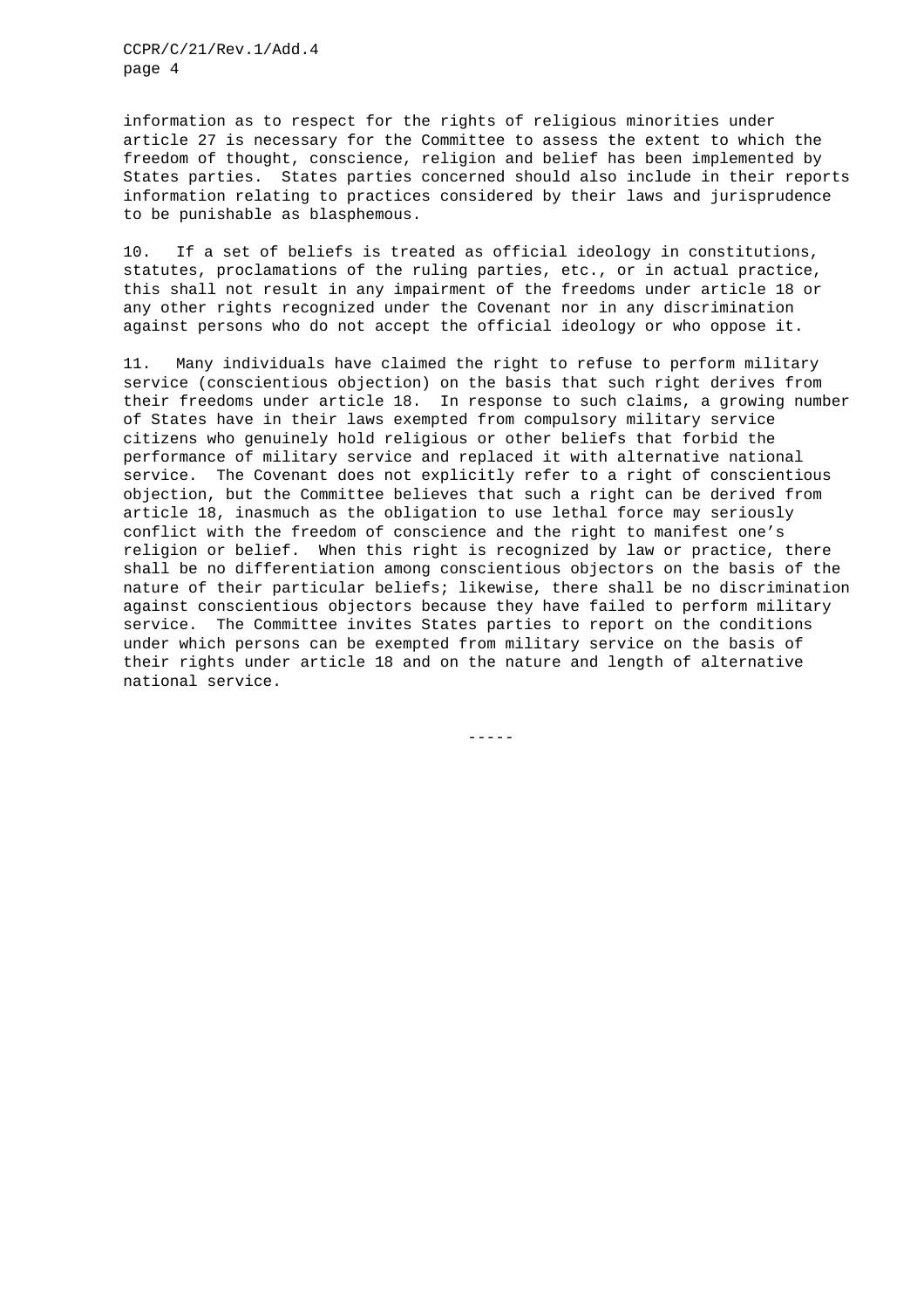information as to respect for the rights of religious minorities under article 27 is necessary for the Committee to assess the extent to which the freedom of thought, conscience, religion and belief has been implemented by States parties. States parties concerned should also include in their reports information relating to practices considered by their laws and jurisprudence to be punishable as blasphemous.

10. If a set of beliefs is treated as official ideology in constitutions, statutes, proclamations of the ruling parties, etc., or in actual practice, this shall not result in any impairment of the freedoms under article 18 or any other rights recognized under the Covenant nor in any discrimination against persons who do not accept the official ideology or who oppose it.

11. Many individuals have claimed the right to refuse to perform military service (conscientious objection) on the basis that such right derives from their freedoms under article 18. In response to such claims, a growing number of States have in their laws exempted from compulsory military service citizens who genuinely hold religious or other beliefs that forbid the performance of military service and replaced it with alternative national service. The Covenant does not explicitly refer to a right of conscientious objection, but the Committee believes that such a right can be derived from article 18, inasmuch as the obligation to use lethal force may seriously conflict with the freedom of conscience and the right to manifest one's religion or belief. When this right is recognized by law or practice, there shall be no differentiation among conscientious objectors on the basis of the nature of their particular beliefs; likewise, there shall be no discrimination against conscientious objectors because they have failed to perform military service. The Committee invites States parties to report on the conditions under which persons can be exempted from military service on the basis of their rights under article 18 and on the nature and length of alternative national service.

-----